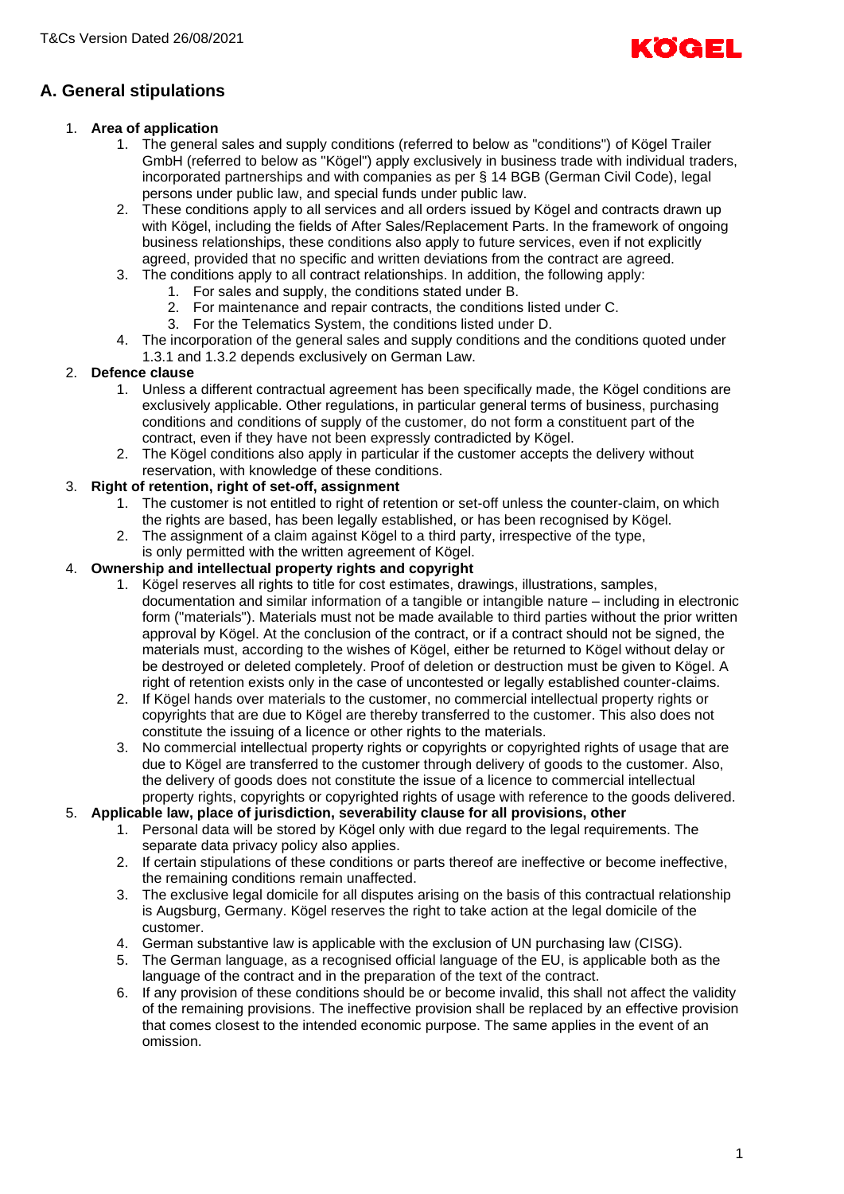# A. General stipulations

1. **Area of application**
    1. The general sales and supply conditions (referred to below as "conditions") of Kögel Trailer GmbH (referred to below as "Kögel") apply exclusively in business trade with individual traders, incorporated partnerships and with companies as per § 14 BGB (German Civil Code), legal persons under public law, and special funds under public law.
    2. These conditions apply to all services and all orders issued by Kögel and contracts drawn up with Kögel, including the fields of After Sales/Replacement Parts. In the framework of ongoing business relationships, these conditions also apply to future services, even if not explicitly agreed, provided that no specific and written deviations from the contract are agreed.
    3. The conditions apply to all contract relationships. In addition, the following apply:
        1. For sales and supply, the conditions stated under B.
        2. For maintenance and repair contracts, the conditions listed under C.
        3. For the Telematics System, the conditions listed under D.
    4. The incorporation of the general sales and supply conditions and the conditions quoted under 1.3.1 and 1.3.2 depends exclusively on German Law.
2. **Defence clause**
    1. Unless a different contractual agreement has been specifically made, the Kögel conditions are exclusively applicable. Other regulations, in particular general terms of business, purchasing conditions and conditions of supply of the customer, do not form a constituent part of the contract, even if they have not been expressly contradicted by Kögel.
    2. The Kögel conditions also apply in particular if the customer accepts the delivery without reservation, with knowledge of these conditions.
3. **Right of retention, right of set-off, assignment**
    1. The customer is not entitled to right of retention or set-off unless the counter-claim, on which the rights are based, has been legally established, or has been recognised by Kögel.
    2. The assignment of a claim against Kögel to a third party, irrespective of the type, is only permitted with the written agreement of Kögel.
4. **Ownership and intellectual property rights and copyright**
    1. Kögel reserves all rights to title for cost estimates, drawings, illustrations, samples, documentation and similar information of a tangible or intangible nature – including in electronic form ("materials"). Materials must not be made available to third parties without the prior written approval by Kögel. At the conclusion of the contract, or if a contract should not be signed, the materials must, according to the wishes of Kögel, either be returned to Kögel without delay or be destroyed or deleted completely. Proof of deletion or destruction must be given to Kögel. A right of retention exists only in the case of uncontested or legally established counter-claims.
    2. If Kögel hands over materials to the customer, no commercial intellectual property rights or copyrights that are due to Kögel are thereby transferred to the customer. This also does not constitute the issuing of a licence or other rights to the materials.
    3. No commercial intellectual property rights or copyrights or copyrighted rights of usage that are due to Kögel are transferred to the customer through delivery of goods to the customer. Also, the delivery of goods does not constitute the issue of a licence to commercial intellectual property rights, copyrights or copyrighted rights of usage with reference to the goods delivered.
5. **Applicable law, place of jurisdiction, severability clause for all provisions, other**
    1. Personal data will be stored by Kögel only with due regard to the legal requirements. The separate data privacy policy also applies.
    2. If certain stipulations of these conditions or parts thereof are ineffective or become ineffective, the remaining conditions remain unaffected.
    3. The exclusive legal domicile for all disputes arising on the basis of this contractual relationship is Augsburg, Germany. Kögel reserves the right to take action at the legal domicile of the customer.
    4. German substantive law is applicable with the exclusion of UN purchasing law (CISG).
    5. The German language, as a recognised official language of the EU, is applicable both as the language of the contract and in the preparation of the text of the contract.
    6. If any provision of these conditions should be or become invalid, this shall not affect the validity of the remaining provisions. The ineffective provision shall be replaced by an effective provision that comes closest to the intended economic purpose. The same applies in the event of an omission.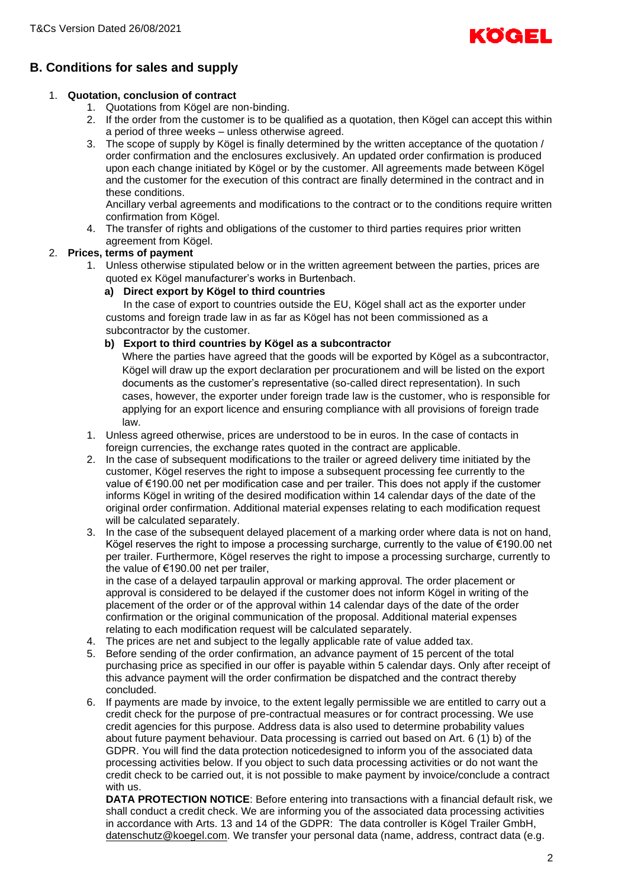## B. Conditions for sales and supply

1. **Quotation, conclusion of contract**
    1. Quotations from Kögel are non-binding.
    2. If the order from the customer is to be qualified as a quotation, then Kögel can accept this within a period of three weeks – unless otherwise agreed.
    3. The scope of supply by Kögel is finally determined by the written acceptance of the quotation / order confirmation and the enclosures exclusively. An updated order confirmation is produced upon each change initiated by Kögel or by the customer. All agreements made between Kögel and the customer for the execution of this contract are finally determined in the contract and in these conditions.

       Ancillary verbal agreements and modifications to the contract or to the conditions require written confirmation from Kögel.
    4. The transfer of rights and obligations of the customer to third parties requires prior written agreement from Kögel.
2. **Prices, terms of payment**
    1. Unless otherwise stipulated below or in the written agreement between the parties, prices are quoted ex Kögel manufacturer's works in Burtenbach.

       **a) Direct export by Kögel to third countries**

       In the case of export to countries outside the EU, Kögel shall act as the exporter under customs and foreign trade law in as far as Kögel has not been commissioned as a subcontractor by the customer.

       **b) Export to third countries by Kögel as a subcontractor**

       Where the parties have agreed that the goods will be exported by Kögel as a subcontractor, Kögel will draw up the export declaration per procurationem and will be listed on the export documents as the customer's representative (so-called direct representation). In such cases, however, the exporter under foreign trade law is the customer, who is responsible for applying for an export licence and ensuring compliance with all provisions of foreign trade law.
    1. Unless agreed otherwise, prices are understood to be in euros. In the case of contacts in foreign currencies, the exchange rates quoted in the contract are applicable.
    2. In the case of subsequent modifications to the trailer or agreed delivery time initiated by the customer, Kögel reserves the right to impose a subsequent processing fee currently to the value of €190.00 net per modification case and per trailer. This does not apply if the customer informs Kögel in writing of the desired modification within 14 calendar days of the date of the original order confirmation. Additional material expenses relating to each modification request will be calculated separately.
    3. In the case of the subsequent delayed placement of a marking order where data is not on hand, Kögel reserves the right to impose a processing surcharge, currently to the value of €190.00 net per trailer. Furthermore, Kögel reserves the right to impose a processing surcharge, currently to the value of €190.00 net per trailer,

       in the case of a delayed tarpaulin approval or marking approval. The order placement or approval is considered to be delayed if the customer does not inform Kögel in writing of the placement of the order or of the approval within 14 calendar days of the date of the order confirmation or the original communication of the proposal. Additional material expenses relating to each modification request will be calculated separately.
    4. The prices are net and subject to the legally applicable rate of value added tax.
    5. Before sending of the order confirmation, an advance payment of 15 percent of the total purchasing price as specified in our offer is payable within 5 calendar days. Only after receipt of this advance payment will the order confirmation be dispatched and the contract thereby concluded.
    6. If payments are made by invoice, to the extent legally permissible we are entitled to carry out a credit check for the purpose of pre-contractual measures or for contract processing. We use credit agencies for this purpose. Address data is also used to determine probability values about future payment behaviour. Data processing is carried out based on Art. 6 (1) b) of the GDPR. You will find the data protection noticedesigned to inform you of the associated data processing activities below. If you object to such data processing activities or do not want the credit check to be carried out, it is not possible to make payment by invoice/conclude a contract with us.

       **DATA PROTECTION NOTICE**: Before entering into transactions with a financial default risk, we shall conduct a credit check. We are informing you of the associated data processing activities in accordance with Arts. 13 and 14 of the GDPR: The data controller is Kögel Trailer GmbH, datenschutz@koegel.com. We transfer your personal data (name, address, contract data (e.g.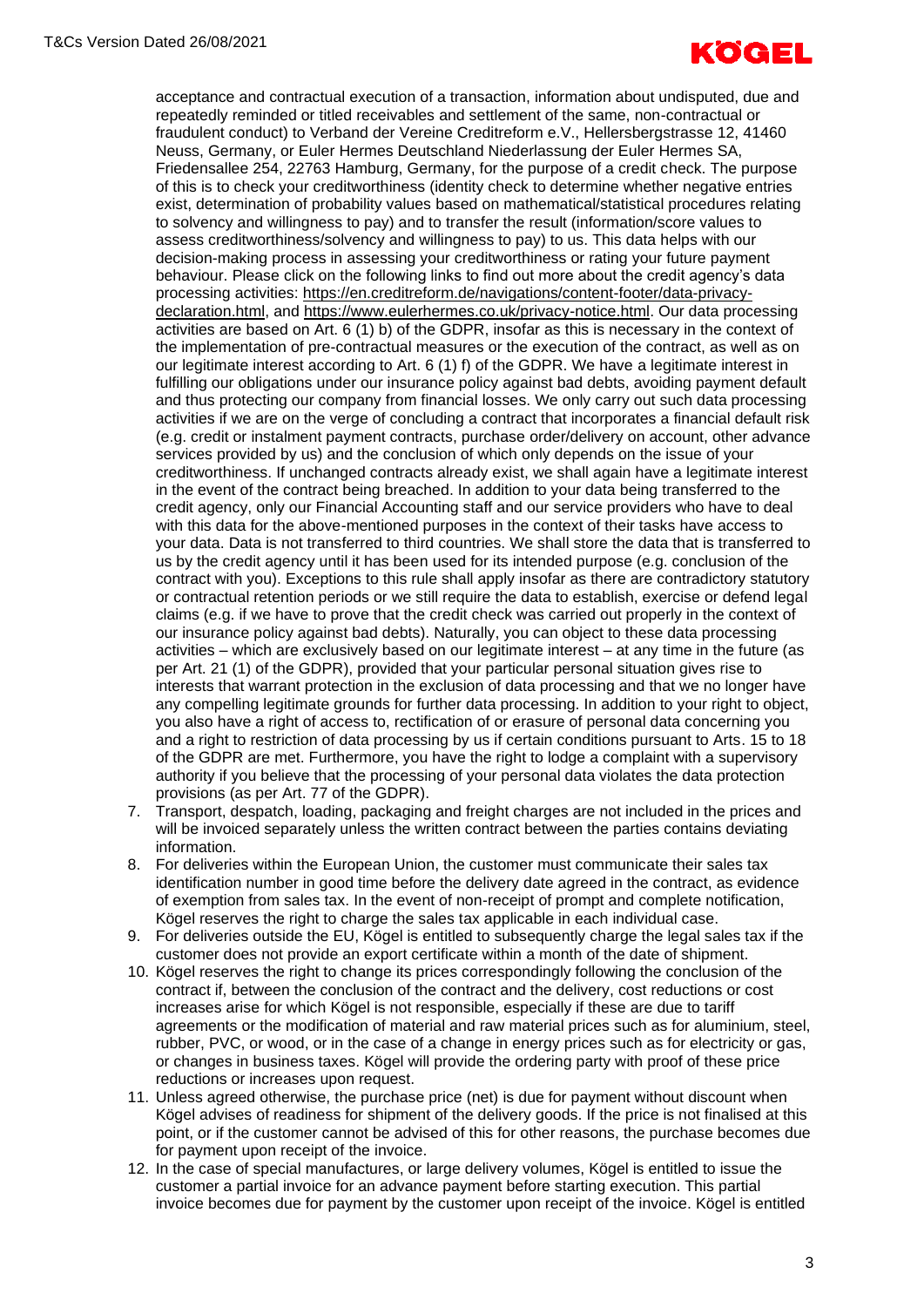acceptance and contractual execution of a transaction, information about undisputed, due and repeatedly reminded or titled receivables and settlement of the same, non-contractual or fraudulent conduct) to Verband der Vereine Creditreform e.V., Hellersbergstrasse 12, 41460 Neuss, Germany, or Euler Hermes Deutschland Niederlassung der Euler Hermes SA, Friedensallee 254, 22763 Hamburg, Germany, for the purpose of a credit check. The purpose of this is to check your creditworthiness (identity check to determine whether negative entries exist, determination of probability values based on mathematical/statistical procedures relating to solvency and willingness to pay) and to transfer the result (information/score values to assess creditworthiness/solvency and willingness to pay) to us. This data helps with our decision-making process in assessing your creditworthiness or rating your future payment behaviour. Please click on the following links to find out more about the credit agency's data processing activities: https://en.creditreform.de/navigations/content-footer/data-privacy-declaration.html, and https://www.eulerhermes.co.uk/privacy-notice.html. Our data processing activities are based on Art. 6 (1) b) of the GDPR, insofar as this is necessary in the context of the implementation of pre-contractual measures or the execution of the contract, as well as on our legitimate interest according to Art. 6 (1) f) of the GDPR. We have a legitimate interest in fulfilling our obligations under our insurance policy against bad debts, avoiding payment default and thus protecting our company from financial losses. We only carry out such data processing activities if we are on the verge of concluding a contract that incorporates a financial default risk (e.g. credit or instalment payment contracts, purchase order/delivery on account, other advance services provided by us) and the conclusion of which only depends on the issue of your creditworthiness. If unchanged contracts already exist, we shall again have a legitimate interest in the event of the contract being breached. In addition to your data being transferred to the credit agency, only our Financial Accounting staff and our service providers who have to deal with this data for the above-mentioned purposes in the context of their tasks have access to your data. Data is not transferred to third countries. We shall store the data that is transferred to us by the credit agency until it has been used for its intended purpose (e.g. conclusion of the contract with you). Exceptions to this rule shall apply insofar as there are contradictory statutory or contractual retention periods or we still require the data to establish, exercise or defend legal claims (e.g. if we have to prove that the credit check was carried out properly in the context of our insurance policy against bad debts). Naturally, you can object to these data processing activities – which are exclusively based on our legitimate interest – at any time in the future (as per Art. 21 (1) of the GDPR), provided that your particular personal situation gives rise to interests that warrant protection in the exclusion of data processing and that we no longer have any compelling legitimate grounds for further data processing. In addition to your right to object, you also have a right of access to, rectification of or erasure of personal data concerning you and a right to restriction of data processing by us if certain conditions pursuant to Arts. 15 to 18 of the GDPR are met. Furthermore, you have the right to lodge a complaint with a supervisory authority if you believe that the processing of your personal data violates the data protection provisions (as per Art. 77 of the GDPR).

7. Transport, despatch, loading, packaging and freight charges are not included in the prices and will be invoiced separately unless the written contract between the parties contains deviating information.
8. For deliveries within the European Union, the customer must communicate their sales tax identification number in good time before the delivery date agreed in the contract, as evidence of exemption from sales tax. In the event of non-receipt of prompt and complete notification, Kögel reserves the right to charge the sales tax applicable in each individual case.
9. For deliveries outside the EU, Kögel is entitled to subsequently charge the legal sales tax if the customer does not provide an export certificate within a month of the date of shipment.
10. Kögel reserves the right to change its prices correspondingly following the conclusion of the contract if, between the conclusion of the contract and the delivery, cost reductions or cost increases arise for which Kögel is not responsible, especially if these are due to tariff agreements or the modification of material and raw material prices such as for aluminium, steel, rubber, PVC, or wood, or in the case of a change in energy prices such as for electricity or gas, or changes in business taxes. Kögel will provide the ordering party with proof of these price reductions or increases upon request.
11. Unless agreed otherwise, the purchase price (net) is due for payment without discount when Kögel advises of readiness for shipment of the delivery goods. If the price is not finalised at this point, or if the customer cannot be advised of this for other reasons, the purchase becomes due for payment upon receipt of the invoice.
12. In the case of special manufactures, or large delivery volumes, Kögel is entitled to issue the customer a partial invoice for an advance payment before starting execution. This partial invoice becomes due for payment by the customer upon receipt of the invoice. Kögel is entitled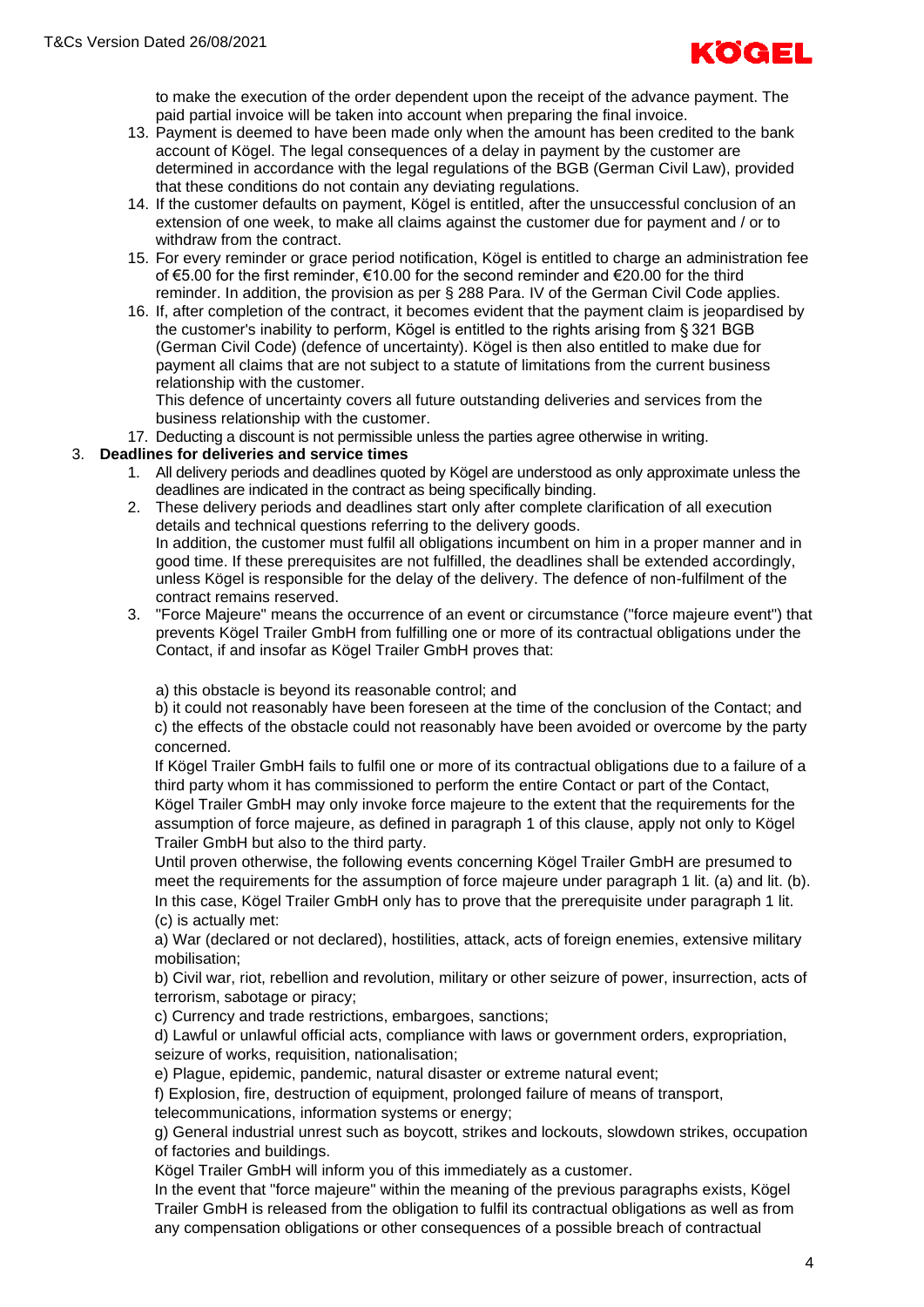to make the execution of the order dependent upon the receipt of the advance payment. The paid partial invoice will be taken into account when preparing the final invoice.

13. Payment is deemed to have been made only when the amount has been credited to the bank account of Kögel. The legal consequences of a delay in payment by the customer are determined in accordance with the legal regulations of the BGB (German Civil Law), provided that these conditions do not contain any deviating regulations.
14. If the customer defaults on payment, Kögel is entitled, after the unsuccessful conclusion of an extension of one week, to make all claims against the customer due for payment and / or to withdraw from the contract.
15. For every reminder or grace period notification, Kögel is entitled to charge an administration fee of €5.00 for the first reminder, €10.00 for the second reminder and €20.00 for the third reminder. In addition, the provision as per § 288 Para. IV of the German Civil Code applies.
16. If, after completion of the contract, it becomes evident that the payment claim is jeopardised by the customer's inability to perform, Kögel is entitled to the rights arising from § 321 BGB (German Civil Code) (defence of uncertainty). Kögel is then also entitled to make due for payment all claims that are not subject to a statute of limitations from the current business relationship with the customer.
    This defence of uncertainty covers all future outstanding deliveries and services from the business relationship with the customer.
17. Deducting a discount is not permissible unless the parties agree otherwise in writing.

3. **Deadlines for deliveries and service times**
    1. All delivery periods and deadlines quoted by Kögel are understood as only approximate unless the deadlines are indicated in the contract as being specifically binding.
    2. These delivery periods and deadlines start only after complete clarification of all execution details and technical questions referring to the delivery goods.
       In addition, the customer must fulfil all obligations incumbent on him in a proper manner and in good time. If these prerequisites are not fulfilled, the deadlines shall be extended accordingly, unless Kögel is responsible for the delay of the delivery. The defence of non-fulfilment of the contract remains reserved.
    3. "Force Majeure" means the occurrence of an event or circumstance ("force majeure event") that prevents Kögel Trailer GmbH from fulfilling one or more of its contractual obligations under the Contact, if and insofar as Kögel Trailer GmbH proves that:

       a) this obstacle is beyond its reasonable control; and
       b) it could not reasonably have been foreseen at the time of the conclusion of the Contact; and
       c) the effects of the obstacle could not reasonably have been avoided or overcome by the party concerned.

       If Kögel Trailer GmbH fails to fulfil one or more of its contractual obligations due to a failure of a third party whom it has commissioned to perform the entire Contact or part of the Contact, Kögel Trailer GmbH may only invoke force majeure to the extent that the requirements for the assumption of force majeure, as defined in paragraph 1 of this clause, apply not only to Kögel Trailer GmbH but also to the third party.

       Until proven otherwise, the following events concerning Kögel Trailer GmbH are presumed to meet the requirements for the assumption of force majeure under paragraph 1 lit. (a) and lit. (b). In this case, Kögel Trailer GmbH only has to prove that the prerequisite under paragraph 1 lit. (c) is actually met:

       a) War (declared or not declared), hostilities, attack, acts of foreign enemies, extensive military mobilisation;
       b) Civil war, riot, rebellion and revolution, military or other seizure of power, insurrection, acts of terrorism, sabotage or piracy;
       c) Currency and trade restrictions, embargoes, sanctions;
       d) Lawful or unlawful official acts, compliance with laws or government orders, expropriation, seizure of works, requisition, nationalisation;
       e) Plague, epidemic, pandemic, natural disaster or extreme natural event;
       f) Explosion, fire, destruction of equipment, prolonged failure of means of transport, telecommunications, information systems or energy;
       g) General industrial unrest such as boycott, strikes and lockouts, slowdown strikes, occupation of factories and buildings.

       Kögel Trailer GmbH will inform you of this immediately as a customer.

       In the event that "force majeure" within the meaning of the previous paragraphs exists, Kögel Trailer GmbH is released from the obligation to fulfil its contractual obligations as well as from any compensation obligations or other consequences of a possible breach of contractual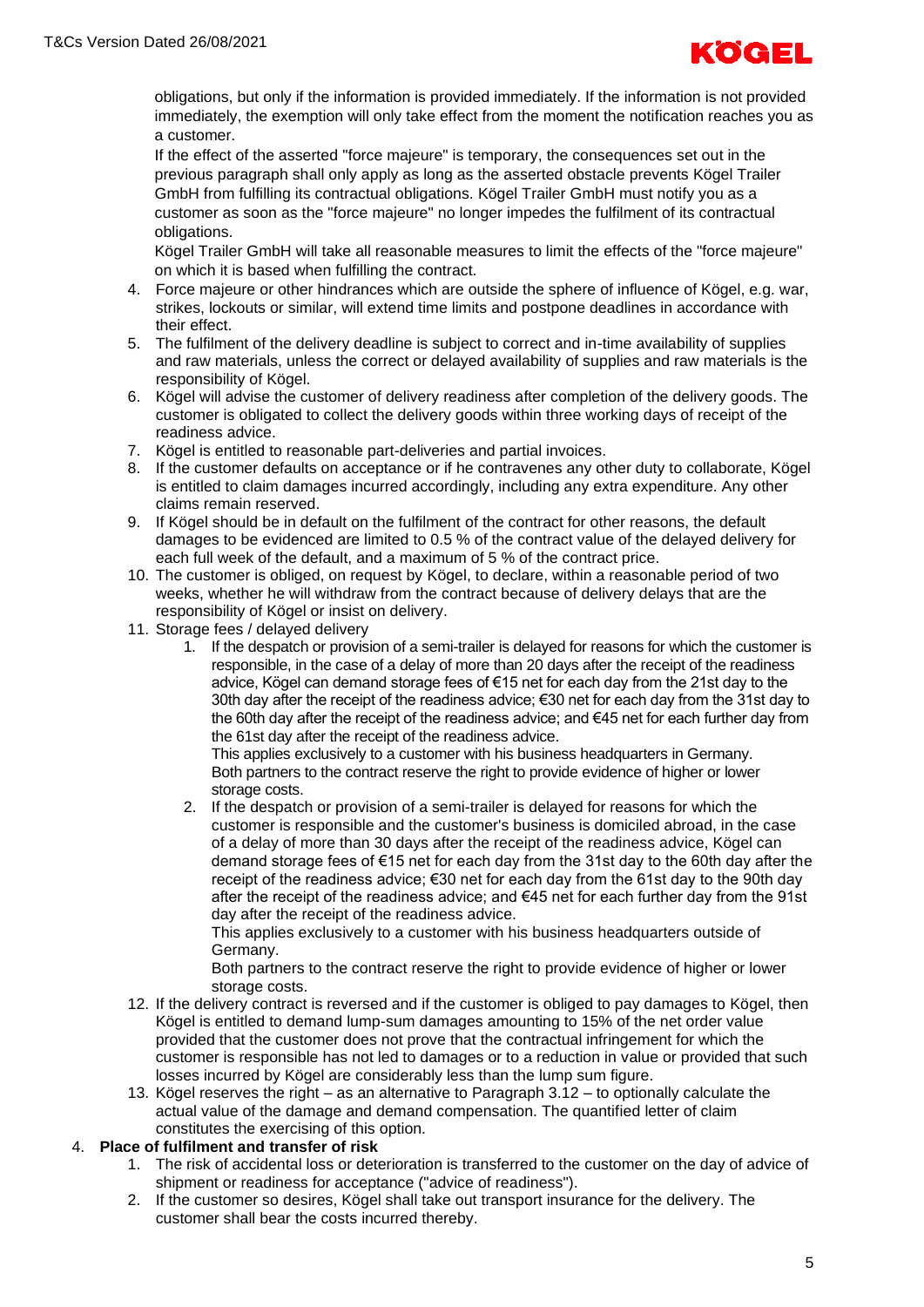obligations, but only if the information is provided immediately. If the information is not provided immediately, the exemption will only take effect from the moment the notification reaches you as a customer.

If the effect of the asserted "force majeure" is temporary, the consequences set out in the previous paragraph shall only apply as long as the asserted obstacle prevents Kögel Trailer GmbH from fulfilling its contractual obligations. Kögel Trailer GmbH must notify you as a customer as soon as the "force majeure" no longer impedes the fulfilment of its contractual obligations.

Kögel Trailer GmbH will take all reasonable measures to limit the effects of the "force majeure" on which it is based when fulfilling the contract.

4. Force majeure or other hindrances which are outside the sphere of influence of Kögel, e.g. war, strikes, lockouts or similar, will extend time limits and postpone deadlines in accordance with their effect.
5. The fulfilment of the delivery deadline is subject to correct and in-time availability of supplies and raw materials, unless the correct or delayed availability of supplies and raw materials is the responsibility of Kögel.
6. Kögel will advise the customer of delivery readiness after completion of the delivery goods. The customer is obligated to collect the delivery goods within three working days of receipt of the readiness advice.
7. Kögel is entitled to reasonable part-deliveries and partial invoices.
8. If the customer defaults on acceptance or if he contravenes any other duty to collaborate, Kögel is entitled to claim damages incurred accordingly, including any extra expenditure. Any other claims remain reserved.
9. If Kögel should be in default on the fulfilment of the contract for other reasons, the default damages to be evidenced are limited to 0.5 % of the contract value of the delayed delivery for each full week of the default, and a maximum of 5 % of the contract price.
10. The customer is obliged, on request by Kögel, to declare, within a reasonable period of two weeks, whether he will withdraw from the contract because of delivery delays that are the responsibility of Kögel or insist on delivery.
11. Storage fees / delayed delivery
    1. If the despatch or provision of a semi-trailer is delayed for reasons for which the customer is responsible, in the case of a delay of more than 20 days after the receipt of the readiness advice, Kögel can demand storage fees of €15 net for each day from the 21st day to the 30th day after the receipt of the readiness advice; €30 net for each day from the 31st day to the 60th day after the receipt of the readiness advice; and €45 net for each further day from the 61st day after the receipt of the readiness advice.
       This applies exclusively to a customer with his business headquarters in Germany.
       Both partners to the contract reserve the right to provide evidence of higher or lower storage costs.
    2. If the despatch or provision of a semi-trailer is delayed for reasons for which the customer is responsible and the customer's business is domiciled abroad, in the case of a delay of more than 30 days after the receipt of the readiness advice, Kögel can demand storage fees of €15 net for each day from the 31st day to the 60th day after the receipt of the readiness advice; €30 net for each day from the 61st day to the 90th day after the receipt of the readiness advice; and €45 net for each further day from the 91st day after the receipt of the readiness advice.
       This applies exclusively to a customer with his business headquarters outside of Germany.
       Both partners to the contract reserve the right to provide evidence of higher or lower storage costs.
12. If the delivery contract is reversed and if the customer is obliged to pay damages to Kögel, then Kögel is entitled to demand lump-sum damages amounting to 15% of the net order value provided that the customer does not prove that the contractual infringement for which the customer is responsible has not led to damages or to a reduction in value or provided that such losses incurred by Kögel are considerably less than the lump sum figure.
13. Kögel reserves the right – as an alternative to Paragraph 3.12 – to optionally calculate the actual value of the damage and demand compensation. The quantified letter of claim constitutes the exercising of this option.

4. **Place of fulfilment and transfer of risk**
    1. The risk of accidental loss or deterioration is transferred to the customer on the day of advice of shipment or readiness for acceptance ("advice of readiness").
    2. If the customer so desires, Kögel shall take out transport insurance for the delivery. The customer shall bear the costs incurred thereby.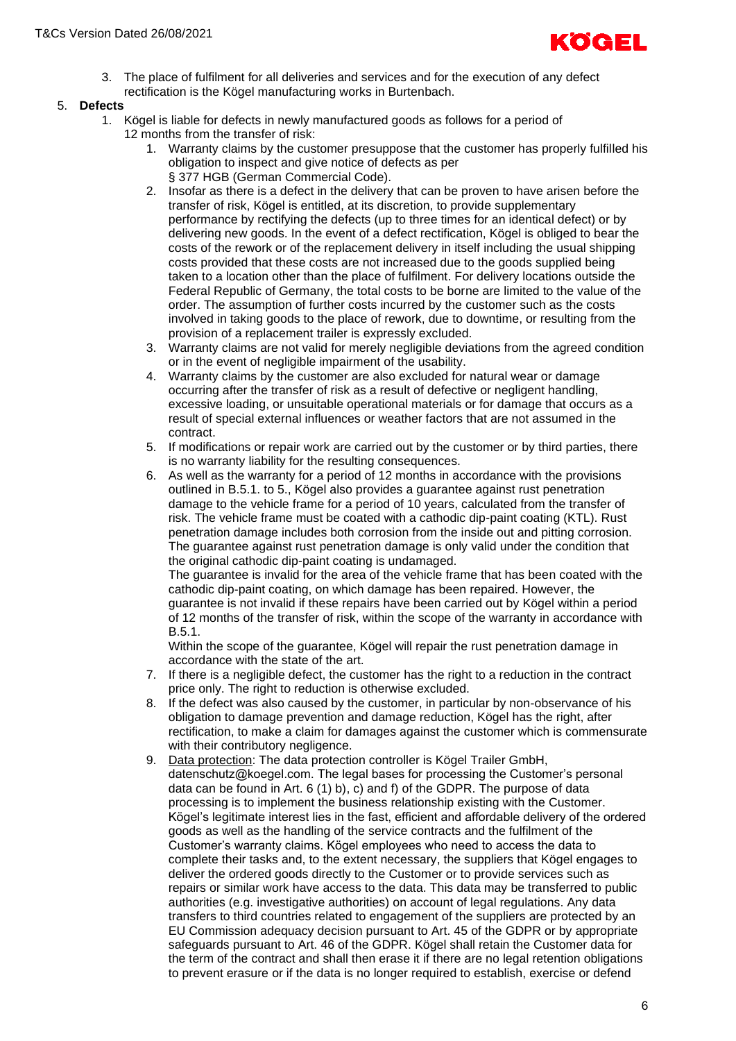3. The place of fulfilment for all deliveries and services and for the execution of any defect rectification is the Kögel manufacturing works in Burtenbach.

5. **Defects**
   1. Kögel is liable for defects in newly manufactured goods as follows for a period of 12 months from the transfer of risk:
      1. Warranty claims by the customer presuppose that the customer has properly fulfilled his obligation to inspect and give notice of defects as per § 377 HGB (German Commercial Code).
      2. Insofar as there is a defect in the delivery that can be proven to have arisen before the transfer of risk, Kögel is entitled, at its discretion, to provide supplementary performance by rectifying the defects (up to three times for an identical defect) or by delivering new goods. In the event of a defect rectification, Kögel is obliged to bear the costs of the rework or of the replacement delivery in itself including the usual shipping costs provided that these costs are not increased due to the goods supplied being taken to a location other than the place of fulfilment. For delivery locations outside the Federal Republic of Germany, the total costs to be borne are limited to the value of the order. The assumption of further costs incurred by the customer such as the costs involved in taking goods to the place of rework, due to downtime, or resulting from the provision of a replacement trailer is expressly excluded.
      3. Warranty claims are not valid for merely negligible deviations from the agreed condition or in the event of negligible impairment of the usability.
      4. Warranty claims by the customer are also excluded for natural wear or damage occurring after the transfer of risk as a result of defective or negligent handling, excessive loading, or unsuitable operational materials or for damage that occurs as a result of special external influences or weather factors that are not assumed in the contract.
      5. If modifications or repair work are carried out by the customer or by third parties, there is no warranty liability for the resulting consequences.
      6. As well as the warranty for a period of 12 months in accordance with the provisions outlined in B.5.1. to 5., Kögel also provides a guarantee against rust penetration damage to the vehicle frame for a period of 10 years, calculated from the transfer of risk. The vehicle frame must be coated with a cathodic dip-paint coating (KTL). Rust penetration damage includes both corrosion from the inside out and pitting corrosion. The guarantee against rust penetration damage is only valid under the condition that the original cathodic dip-paint coating is undamaged.
         The guarantee is invalid for the area of the vehicle frame that has been coated with the cathodic dip-paint coating, on which damage has been repaired. However, the guarantee is not invalid if these repairs have been carried out by Kögel within a period of 12 months of the transfer of risk, within the scope of the warranty in accordance with B.5.1.
         Within the scope of the guarantee, Kögel will repair the rust penetration damage in accordance with the state of the art.
      7. If there is a negligible defect, the customer has the right to a reduction in the contract price only. The right to reduction is otherwise excluded.
      8. If the defect was also caused by the customer, in particular by non-observance of his obligation to damage prevention and damage reduction, Kögel has the right, after rectification, to make a claim for damages against the customer which is commensurate with their contributory negligence.
      9. Data protection: The data protection controller is Kögel Trailer GmbH, datenschutz@koegel.com. The legal bases for processing the Customer's personal data can be found in Art. 6 (1) b), c) and f) of the GDPR. The purpose of data processing is to implement the business relationship existing with the Customer. Kögel's legitimate interest lies in the fast, efficient and affordable delivery of the ordered goods as well as the handling of the service contracts and the fulfilment of the Customer's warranty claims. Kögel employees who need to access the data to complete their tasks and, to the extent necessary, the suppliers that Kögel engages to deliver the ordered goods directly to the Customer or to provide services such as repairs or similar work have access to the data. This data may be transferred to public authorities (e.g. investigative authorities) on account of legal regulations. Any data transfers to third countries related to engagement of the suppliers are protected by an EU Commission adequacy decision pursuant to Art. 45 of the GDPR or by appropriate safeguards pursuant to Art. 46 of the GDPR. Kögel shall retain the Customer data for the term of the contract and shall then erase it if there are no legal retention obligations to prevent erasure or if the data is no longer required to establish, exercise or defend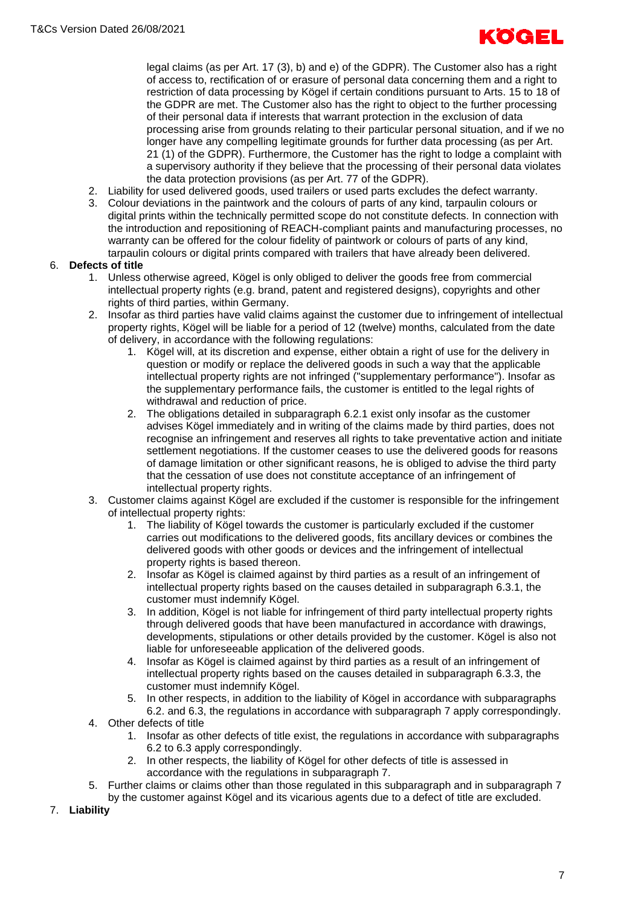legal claims (as per Art. 17 (3), b) and e) of the GDPR). The Customer also has a right of access to, rectification of or erasure of personal data concerning them and a right to restriction of data processing by Kögel if certain conditions pursuant to Arts. 15 to 18 of the GDPR are met. The Customer also has the right to object to the further processing of their personal data if interests that warrant protection in the exclusion of data processing arise from grounds relating to their particular personal situation, and if we no longer have any compelling legitimate grounds for further data processing (as per Art. 21 (1) of the GDPR). Furthermore, the Customer has the right to lodge a complaint with a supervisory authority if they believe that the processing of their personal data violates the data protection provisions (as per Art. 77 of the GDPR).

2. Liability for used delivered goods, used trailers or used parts excludes the defect warranty.
3. Colour deviations in the paintwork and the colours of parts of any kind, tarpaulin colours or digital prints within the technically permitted scope do not constitute defects. In connection with the introduction and repositioning of REACH-compliant paints and manufacturing processes, no warranty can be offered for the colour fidelity of paintwork or colours of parts of any kind, tarpaulin colours or digital prints compared with trailers that have already been delivered.

6. **Defects of title**
   1. Unless otherwise agreed, Kögel is only obliged to deliver the goods free from commercial intellectual property rights (e.g. brand, patent and registered designs), copyrights and other rights of third parties, within Germany.
   2. Insofar as third parties have valid claims against the customer due to infringement of intellectual property rights, Kögel will be liable for a period of 12 (twelve) months, calculated from the date of delivery, in accordance with the following regulations:
      1. Kögel will, at its discretion and expense, either obtain a right of use for the delivery in question or modify or replace the delivered goods in such a way that the applicable intellectual property rights are not infringed ("supplementary performance"). Insofar as the supplementary performance fails, the customer is entitled to the legal rights of withdrawal and reduction of price.
      2. The obligations detailed in subparagraph 6.2.1 exist only insofar as the customer advises Kögel immediately and in writing of the claims made by third parties, does not recognise an infringement and reserves all rights to take preventative action and initiate settlement negotiations. If the customer ceases to use the delivered goods for reasons of damage limitation or other significant reasons, he is obliged to advise the third party that the cessation of use does not constitute acceptance of an infringement of intellectual property rights.
   3. Customer claims against Kögel are excluded if the customer is responsible for the infringement of intellectual property rights:
      1. The liability of Kögel towards the customer is particularly excluded if the customer carries out modifications to the delivered goods, fits ancillary devices or combines the delivered goods with other goods or devices and the infringement of intellectual property rights is based thereon.
      2. Insofar as Kögel is claimed against by third parties as a result of an infringement of intellectual property rights based on the causes detailed in subparagraph 6.3.1, the customer must indemnify Kögel.
      3. In addition, Kögel is not liable for infringement of third party intellectual property rights through delivered goods that have been manufactured in accordance with drawings, developments, stipulations or other details provided by the customer. Kögel is also not liable for unforeseeable application of the delivered goods.
      4. Insofar as Kögel is claimed against by third parties as a result of an infringement of intellectual property rights based on the causes detailed in subparagraph 6.3.3, the customer must indemnify Kögel.
      5. In other respects, in addition to the liability of Kögel in accordance with subparagraphs 6.2. and 6.3, the regulations in accordance with subparagraph 7 apply correspondingly.
   4. Other defects of title
      1. Insofar as other defects of title exist, the regulations in accordance with subparagraphs 6.2 to 6.3 apply correspondingly.
      2. In other respects, the liability of Kögel for other defects of title is assessed in accordance with the regulations in subparagraph 7.
   5. Further claims or claims other than those regulated in this subparagraph and in subparagraph 7 by the customer against Kögel and its vicarious agents due to a defect of title are excluded.

7. **Liability**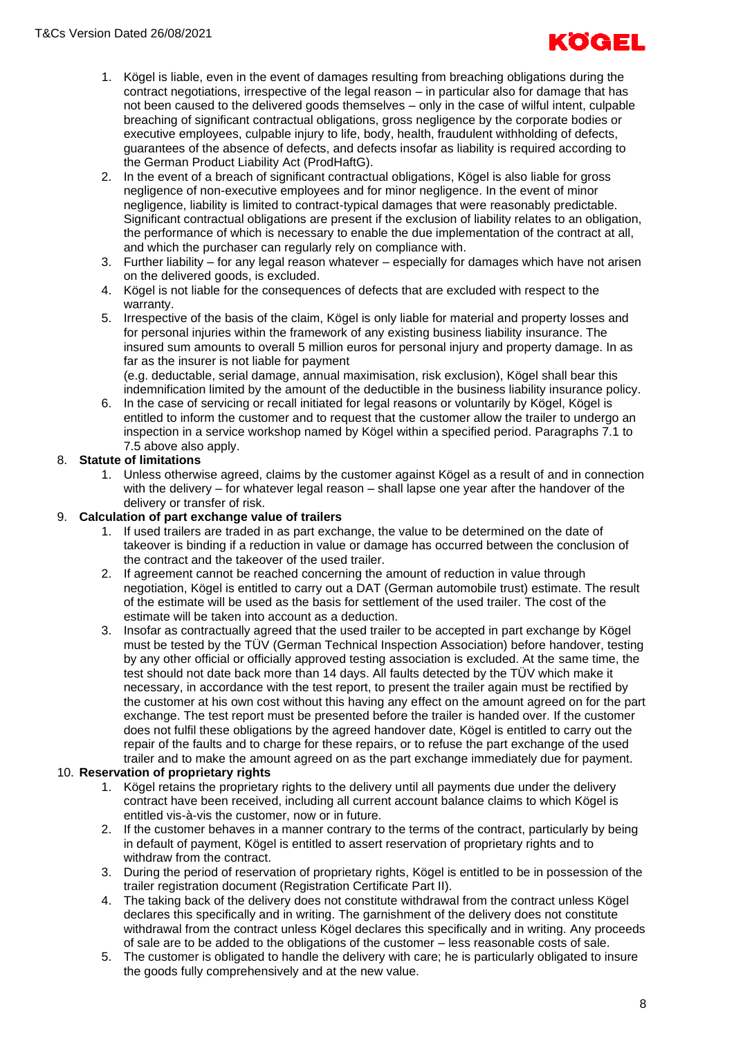1. Kögel is liable, even in the event of damages resulting from breaching obligations during the contract negotiations, irrespective of the legal reason – in particular also for damage that has not been caused to the delivered goods themselves – only in the case of wilful intent, culpable breaching of significant contractual obligations, gross negligence by the corporate bodies or executive employees, culpable injury to life, body, health, fraudulent withholding of defects, guarantees of the absence of defects, and defects insofar as liability is required according to the German Product Liability Act (ProdHaftG).
2. In the event of a breach of significant contractual obligations, Kögel is also liable for gross negligence of non-executive employees and for minor negligence. In the event of minor negligence, liability is limited to contract-typical damages that were reasonably predictable. Significant contractual obligations are present if the exclusion of liability relates to an obligation, the performance of which is necessary to enable the due implementation of the contract at all, and which the purchaser can regularly rely on compliance with.
3. Further liability – for any legal reason whatever – especially for damages which have not arisen on the delivered goods, is excluded.
4. Kögel is not liable for the consequences of defects that are excluded with respect to the warranty.
5. Irrespective of the basis of the claim, Kögel is only liable for material and property losses and for personal injuries within the framework of any existing business liability insurance. The insured sum amounts to overall 5 million euros for personal injury and property damage. In as far as the insurer is not liable for payment
(e.g. deductable, serial damage, annual maximisation, risk exclusion), Kögel shall bear this indemnification limited by the amount of the deductible in the business liability insurance policy.
6. In the case of servicing or recall initiated for legal reasons or voluntarily by Kögel, Kögel is entitled to inform the customer and to request that the customer allow the trailer to undergo an inspection in a service workshop named by Kögel within a specified period. Paragraphs 7.1 to 7.5 above also apply.

8. **Statute of limitations**
    1. Unless otherwise agreed, claims by the customer against Kögel as a result of and in connection with the delivery – for whatever legal reason – shall lapse one year after the handover of the delivery or transfer of risk.

9. **Calculation of part exchange value of trailers**
    1. If used trailers are traded in as part exchange, the value to be determined on the date of takeover is binding if a reduction in value or damage has occurred between the conclusion of the contract and the takeover of the used trailer.
    2. If agreement cannot be reached concerning the amount of reduction in value through negotiation, Kögel is entitled to carry out a DAT (German automobile trust) estimate. The result of the estimate will be used as the basis for settlement of the used trailer. The cost of the estimate will be taken into account as a deduction.
    3. Insofar as contractually agreed that the used trailer to be accepted in part exchange by Kögel must be tested by the TÜV (German Technical Inspection Association) before handover, testing by any other official or officially approved testing association is excluded. At the same time, the test should not date back more than 14 days. All faults detected by the TÜV which make it necessary, in accordance with the test report, to present the trailer again must be rectified by the customer at his own cost without this having any effect on the amount agreed on for the part exchange. The test report must be presented before the trailer is handed over. If the customer does not fulfil these obligations by the agreed handover date, Kögel is entitled to carry out the repair of the faults and to charge for these repairs, or to refuse the part exchange of the used trailer and to make the amount agreed on as the part exchange immediately due for payment.

10. **Reservation of proprietary rights**
    1. Kögel retains the proprietary rights to the delivery until all payments due under the delivery contract have been received, including all current account balance claims to which Kögel is entitled vis-à-vis the customer, now or in future.
    2. If the customer behaves in a manner contrary to the terms of the contract, particularly by being in default of payment, Kögel is entitled to assert reservation of proprietary rights and to withdraw from the contract.
    3. During the period of reservation of proprietary rights, Kögel is entitled to be in possession of the trailer registration document (Registration Certificate Part II).
    4. The taking back of the delivery does not constitute withdrawal from the contract unless Kögel declares this specifically and in writing. The garnishment of the delivery does not constitute withdrawal from the contract unless Kögel declares this specifically and in writing. Any proceeds of sale are to be added to the obligations of the customer – less reasonable costs of sale.
    5. The customer is obligated to handle the delivery with care; he is particularly obligated to insure the goods fully comprehensively and at the new value.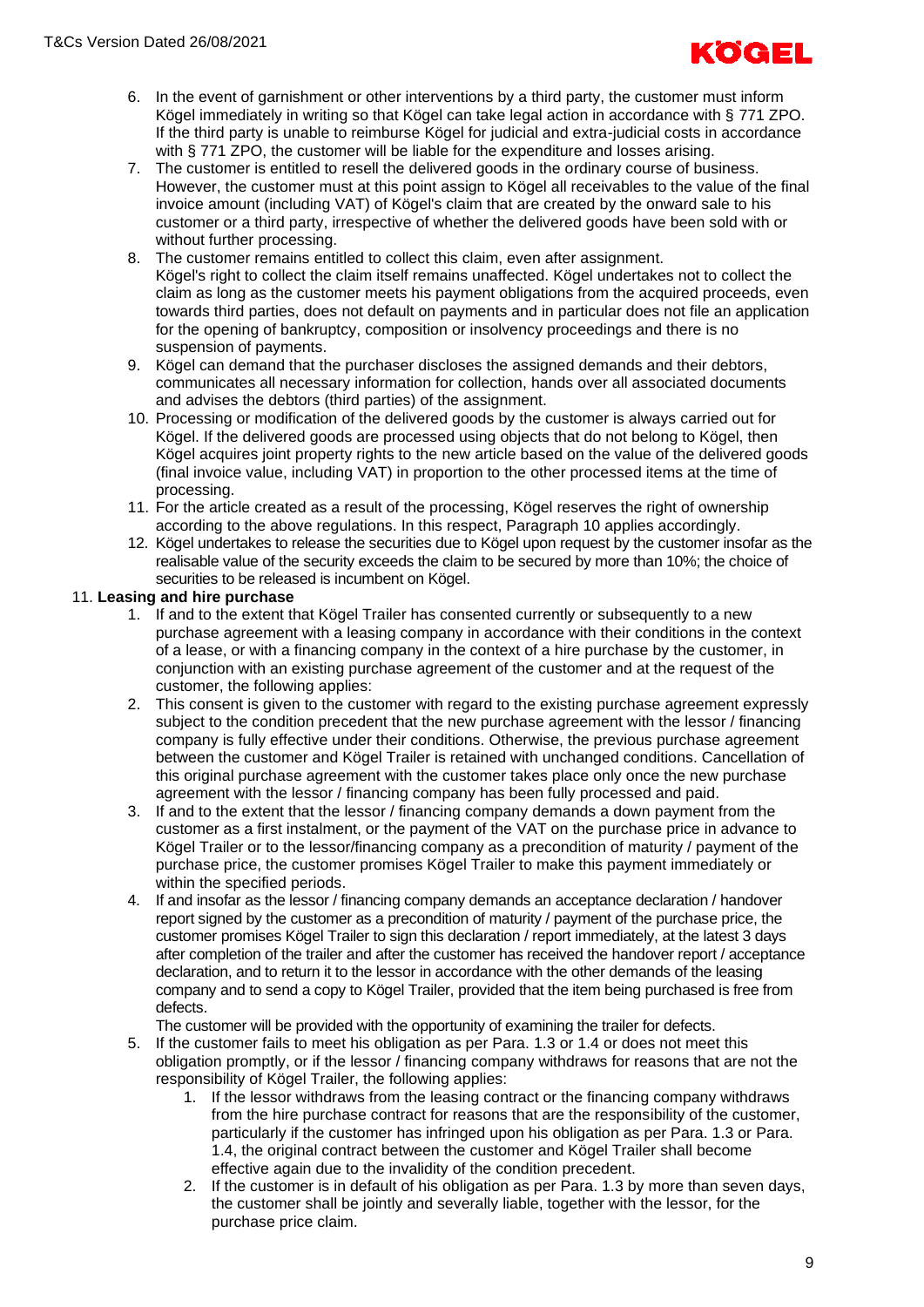6. In the event of garnishment or other interventions by a third party, the customer must inform Kögel immediately in writing so that Kögel can take legal action in accordance with § 771 ZPO. If the third party is unable to reimburse Kögel for judicial and extra-judicial costs in accordance with § 771 ZPO, the customer will be liable for the expenditure and losses arising.
7. The customer is entitled to resell the delivered goods in the ordinary course of business. However, the customer must at this point assign to Kögel all receivables to the value of the final invoice amount (including VAT) of Kögel's claim that are created by the onward sale to his customer or a third party, irrespective of whether the delivered goods have been sold with or without further processing.
8. The customer remains entitled to collect this claim, even after assignment. Kögel's right to collect the claim itself remains unaffected. Kögel undertakes not to collect the claim as long as the customer meets his payment obligations from the acquired proceeds, even towards third parties, does not default on payments and in particular does not file an application for the opening of bankruptcy, composition or insolvency proceedings and there is no suspension of payments.
9. Kögel can demand that the purchaser discloses the assigned demands and their debtors, communicates all necessary information for collection, hands over all associated documents and advises the debtors (third parties) of the assignment.
10. Processing or modification of the delivered goods by the customer is always carried out for Kögel. If the delivered goods are processed using objects that do not belong to Kögel, then Kögel acquires joint property rights to the new article based on the value of the delivered goods (final invoice value, including VAT) in proportion to the other processed items at the time of processing.
11. For the article created as a result of the processing, Kögel reserves the right of ownership according to the above regulations. In this respect, Paragraph 10 applies accordingly.
12. Kögel undertakes to release the securities due to Kögel upon request by the customer insofar as the realisable value of the security exceeds the claim to be secured by more than 10%; the choice of securities to be released is incumbent on Kögel.

11. **Leasing and hire purchase**

1. If and to the extent that Kögel Trailer has consented currently or subsequently to a new purchase agreement with a leasing company in accordance with their conditions in the context of a lease, or with a financing company in the context of a hire purchase by the customer, in conjunction with an existing purchase agreement of the customer and at the request of the customer, the following applies:
2. This consent is given to the customer with regard to the existing purchase agreement expressly subject to the condition precedent that the new purchase agreement with the lessor / financing company is fully effective under their conditions. Otherwise, the previous purchase agreement between the customer and Kögel Trailer is retained with unchanged conditions. Cancellation of this original purchase agreement with the customer takes place only once the new purchase agreement with the lessor / financing company has been fully processed and paid.
3. If and to the extent that the lessor / financing company demands a down payment from the customer as a first instalment, or the payment of the VAT on the purchase price in advance to Kögel Trailer or to the lessor/financing company as a precondition of maturity / payment of the purchase price, the customer promises Kögel Trailer to make this payment immediately or within the specified periods.
4. If and insofar as the lessor / financing company demands an acceptance declaration / handover report signed by the customer as a precondition of maturity / payment of the purchase price, the customer promises Kögel Trailer to sign this declaration / report immediately, at the latest 3 days after completion of the trailer and after the customer has received the handover report / acceptance declaration, and to return it to the lessor in accordance with the other demands of the leasing company and to send a copy to Kögel Trailer, provided that the item being purchased is free from defects.
   The customer will be provided with the opportunity of examining the trailer for defects.
5. If the customer fails to meet his obligation as per Para. 1.3 or 1.4 or does not meet this obligation promptly, or if the lessor / financing company withdraws for reasons that are not the responsibility of Kögel Trailer, the following applies:
   1. If the lessor withdraws from the leasing contract or the financing company withdraws from the hire purchase contract for reasons that are the responsibility of the customer, particularly if the customer has infringed upon his obligation as per Para. 1.3 or Para. 1.4, the original contract between the customer and Kögel Trailer shall become effective again due to the invalidity of the condition precedent.
   2. If the customer is in default of his obligation as per Para. 1.3 by more than seven days, the customer shall be jointly and severally liable, together with the lessor, for the purchase price claim.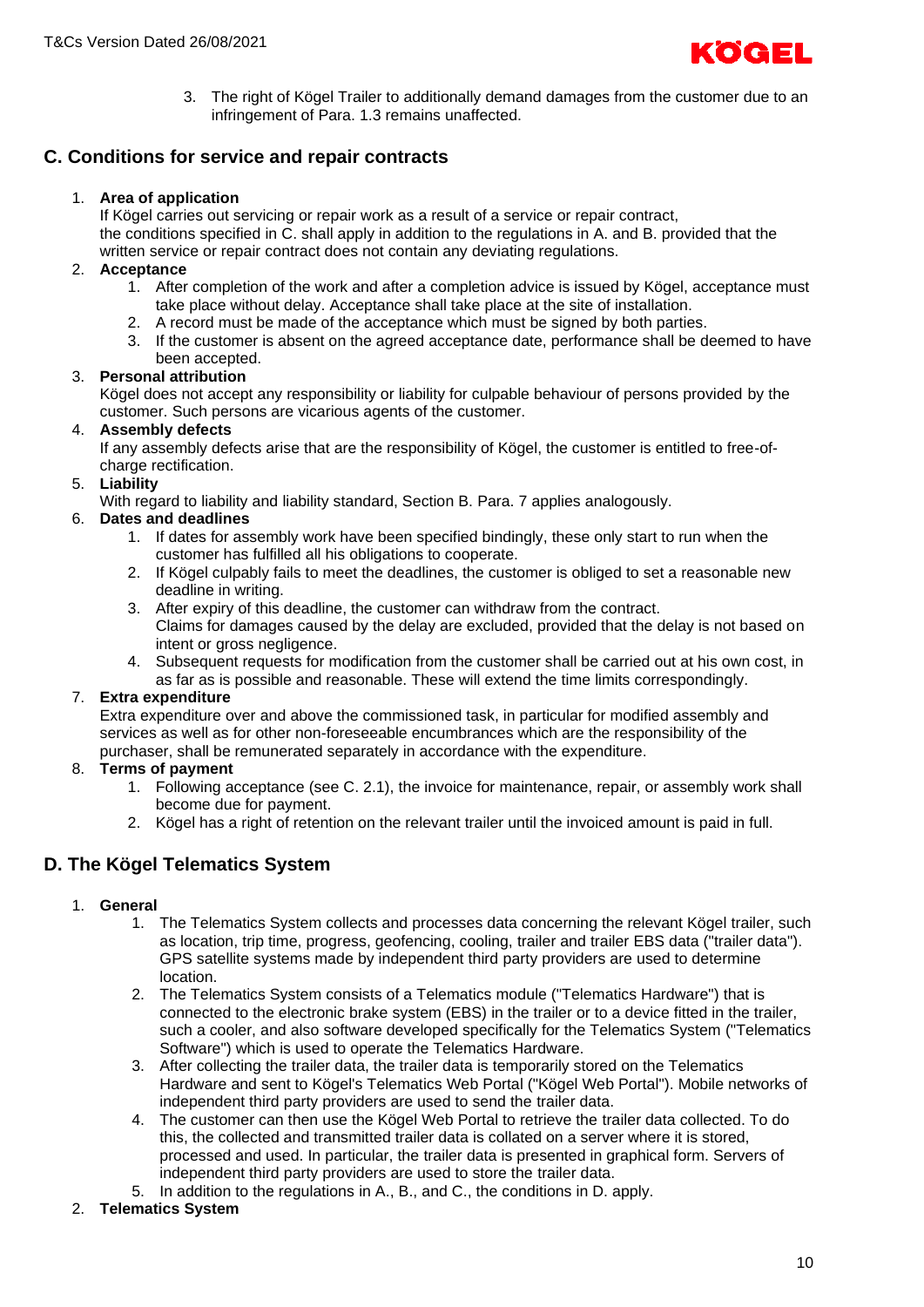3. The right of Kögel Trailer to additionally demand damages from the customer due to an infringement of Para. 1.3 remains unaffected.

## C. Conditions for service and repair contracts

1. **Area of application**
   If Kögel carries out servicing or repair work as a result of a service or repair contract, the conditions specified in C. shall apply in addition to the regulations in A. and B. provided that the written service or repair contract does not contain any deviating regulations.
2. **Acceptance**
   1. After completion of the work and after a completion advice is issued by Kögel, acceptance must take place without delay. Acceptance shall take place at the site of installation.
   2. A record must be made of the acceptance which must be signed by both parties.
   3. If the customer is absent on the agreed acceptance date, performance shall be deemed to have been accepted.
3. **Personal attribution**
   Kögel does not accept any responsibility or liability for culpable behaviour of persons provided by the customer. Such persons are vicarious agents of the customer.
4. **Assembly defects**
   If any assembly defects arise that are the responsibility of Kögel, the customer is entitled to free-of-charge rectification.
5. **Liability**
   With regard to liability and liability standard, Section B. Para. 7 applies analogously.
6. **Dates and deadlines**
   1. If dates for assembly work have been specified bindingly, these only start to run when the customer has fulfilled all his obligations to cooperate.
   2. If Kögel culpably fails to meet the deadlines, the customer is obliged to set a reasonable new deadline in writing.
   3. After expiry of this deadline, the customer can withdraw from the contract.
      Claims for damages caused by the delay are excluded, provided that the delay is not based on intent or gross negligence.
   4. Subsequent requests for modification from the customer shall be carried out at his own cost, in as far as is possible and reasonable. These will extend the time limits correspondingly.
7. **Extra expenditure**
   Extra expenditure over and above the commissioned task, in particular for modified assembly and services as well as for other non-foreseeable encumbrances which are the responsibility of the purchaser, shall be remunerated separately in accordance with the expenditure.
8. **Terms of payment**
   1. Following acceptance (see C. 2.1), the invoice for maintenance, repair, or assembly work shall become due for payment.
   2. Kögel has a right of retention on the relevant trailer until the invoiced amount is paid in full.

## D. The Kögel Telematics System

1. **General**
   1. The Telematics System collects and processes data concerning the relevant Kögel trailer, such as location, trip time, progress, geofencing, cooling, trailer and trailer EBS data ("trailer data"). GPS satellite systems made by independent third party providers are used to determine location.
   2. The Telematics System consists of a Telematics module ("Telematics Hardware") that is connected to the electronic brake system (EBS) in the trailer or to a device fitted in the trailer, such a cooler, and also software developed specifically for the Telematics System ("Telematics Software") which is used to operate the Telematics Hardware.
   3. After collecting the trailer data, the trailer data is temporarily stored on the Telematics Hardware and sent to Kögel's Telematics Web Portal ("Kögel Web Portal"). Mobile networks of independent third party providers are used to send the trailer data.
   4. The customer can then use the Kögel Web Portal to retrieve the trailer data collected. To do this, the collected and transmitted trailer data is collated on a server where it is stored, processed and used. In particular, the trailer data is presented in graphical form. Servers of independent third party providers are used to store the trailer data.
   5. In addition to the regulations in A., B., and C., the conditions in D. apply.
2. **Telematics System**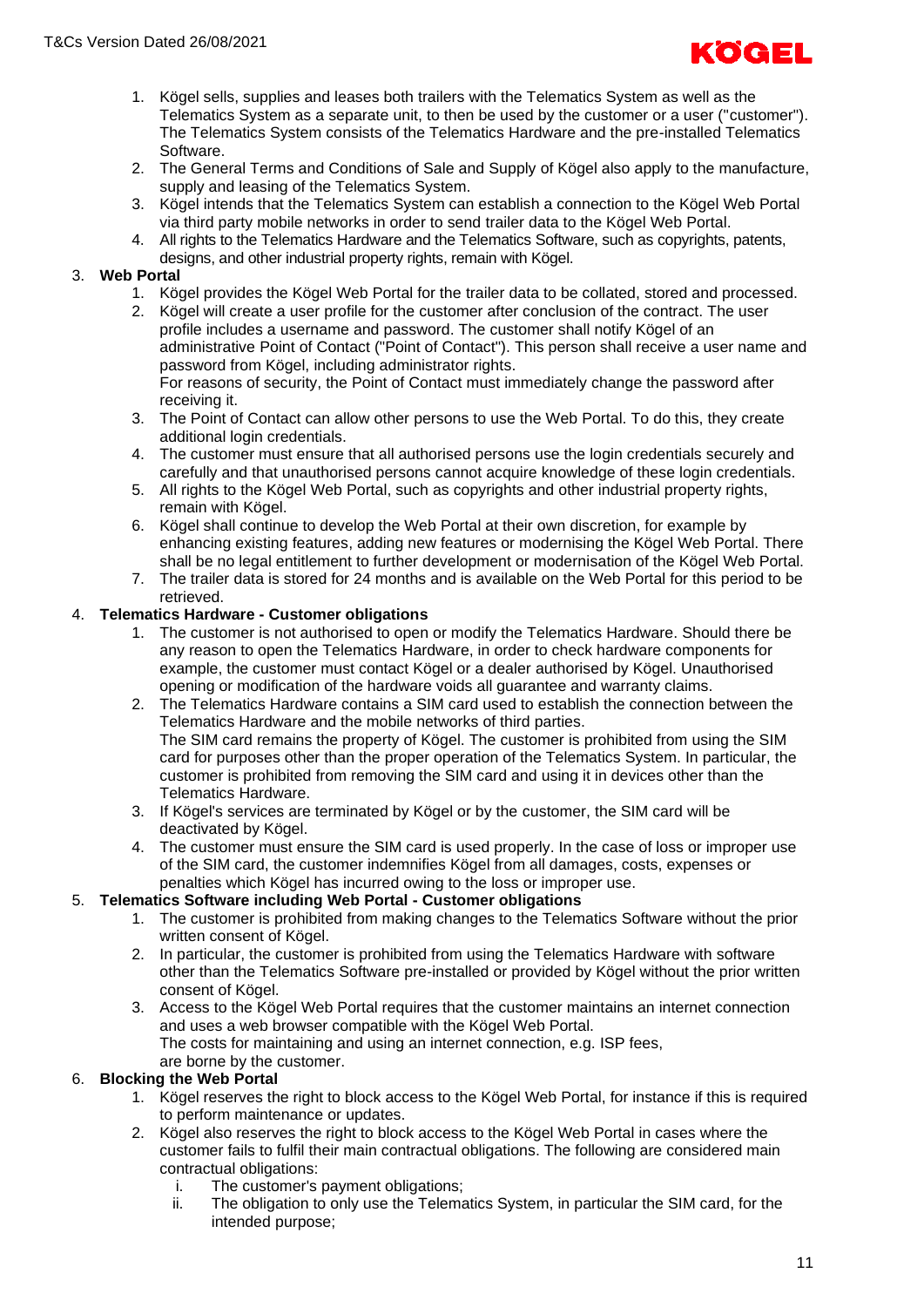1. Kögel sells, supplies and leases both trailers with the Telematics System as well as the Telematics System as a separate unit, to then be used by the customer or a user ("customer"). The Telematics System consists of the Telematics Hardware and the pre-installed Telematics Software.
2. The General Terms and Conditions of Sale and Supply of Kögel also apply to the manufacture, supply and leasing of the Telematics System.
3. Kögel intends that the Telematics System can establish a connection to the Kögel Web Portal via third party mobile networks in order to send trailer data to the Kögel Web Portal.
4. All rights to the Telematics Hardware and the Telematics Software, such as copyrights, patents, designs, and other industrial property rights, remain with Kögel.

3. **Web Portal**
   1. Kögel provides the Kögel Web Portal for the trailer data to be collated, stored and processed.
   2. Kögel will create a user profile for the customer after conclusion of the contract. The user profile includes a username and password. The customer shall notify Kögel of an administrative Point of Contact ("Point of Contact"). This person shall receive a user name and password from Kögel, including administrator rights.
      For reasons of security, the Point of Contact must immediately change the password after receiving it.
   3. The Point of Contact can allow other persons to use the Web Portal. To do this, they create additional login credentials.
   4. The customer must ensure that all authorised persons use the login credentials securely and carefully and that unauthorised persons cannot acquire knowledge of these login credentials.
   5. All rights to the Kögel Web Portal, such as copyrights and other industrial property rights, remain with Kögel.
   6. Kögel shall continue to develop the Web Portal at their own discretion, for example by enhancing existing features, adding new features or modernising the Kögel Web Portal. There shall be no legal entitlement to further development or modernisation of the Kögel Web Portal.
   7. The trailer data is stored for 24 months and is available on the Web Portal for this period to be retrieved.
4. **Telematics Hardware - Customer obligations**
   1. The customer is not authorised to open or modify the Telematics Hardware. Should there be any reason to open the Telematics Hardware, in order to check hardware components for example, the customer must contact Kögel or a dealer authorised by Kögel. Unauthorised opening or modification of the hardware voids all guarantee and warranty claims.
   2. The Telematics Hardware contains a SIM card used to establish the connection between the Telematics Hardware and the mobile networks of third parties.
      The SIM card remains the property of Kögel. The customer is prohibited from using the SIM card for purposes other than the proper operation of the Telematics System. In particular, the customer is prohibited from removing the SIM card and using it in devices other than the Telematics Hardware.
   3. If Kögel's services are terminated by Kögel or by the customer, the SIM card will be deactivated by Kögel.
   4. The customer must ensure the SIM card is used properly. In the case of loss or improper use of the SIM card, the customer indemnifies Kögel from all damages, costs, expenses or penalties which Kögel has incurred owing to the loss or improper use.
5. **Telematics Software including Web Portal - Customer obligations**
   1. The customer is prohibited from making changes to the Telematics Software without the prior written consent of Kögel.
   2. In particular, the customer is prohibited from using the Telematics Hardware with software other than the Telematics Software pre-installed or provided by Kögel without the prior written consent of Kögel.
   3. Access to the Kögel Web Portal requires that the customer maintains an internet connection and uses a web browser compatible with the Kögel Web Portal.
      The costs for maintaining and using an internet connection, e.g. ISP fees, are borne by the customer.
6. **Blocking the Web Portal**
   1. Kögel reserves the right to block access to the Kögel Web Portal, for instance if this is required to perform maintenance or updates.
   2. Kögel also reserves the right to block access to the Kögel Web Portal in cases where the customer fails to fulfil their main contractual obligations. The following are considered main contractual obligations:
      i. The customer's payment obligations;
      ii. The obligation to only use the Telematics System, in particular the SIM card, for the intended purpose;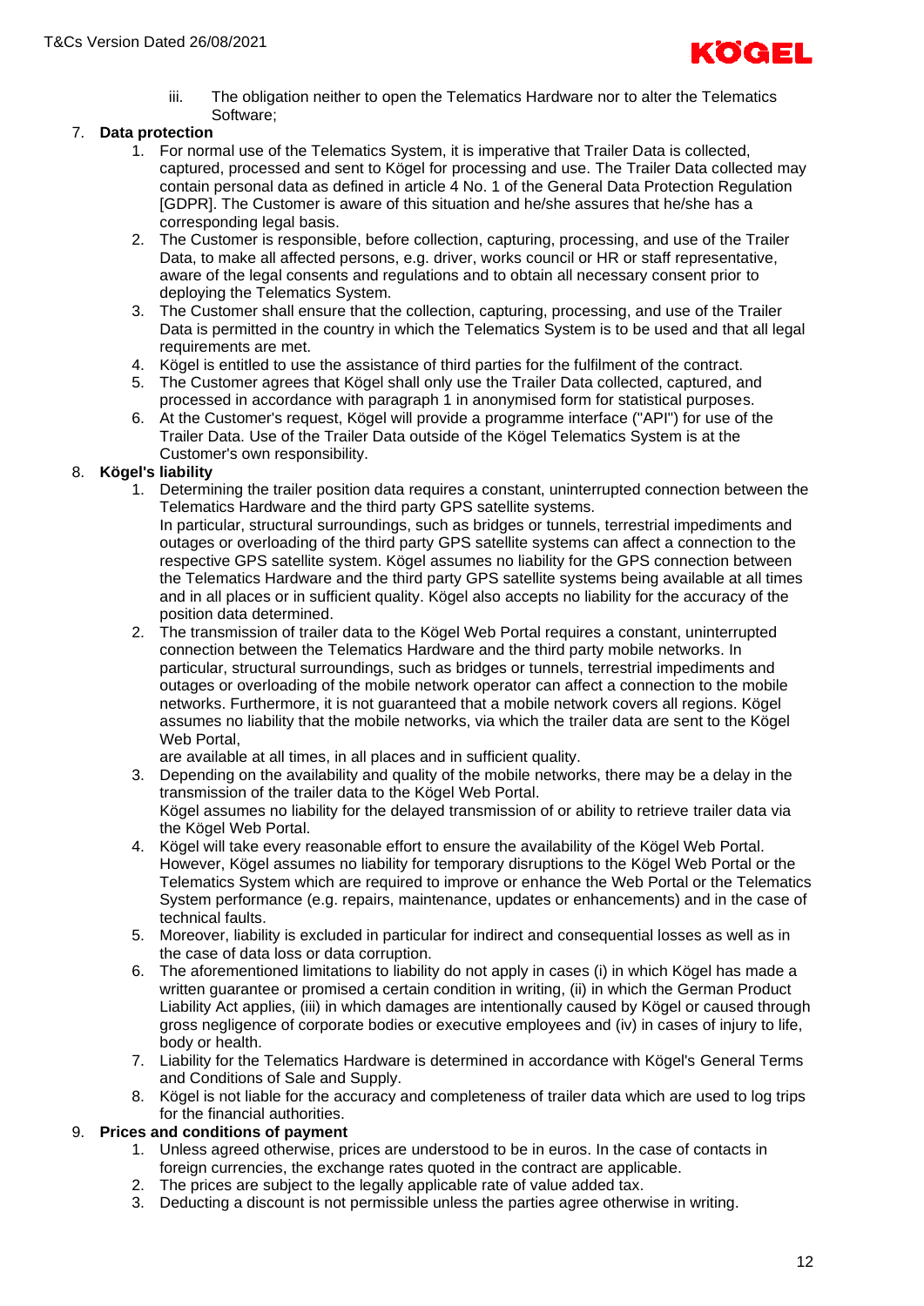iii. The obligation neither to open the Telematics Hardware nor to alter the Telematics Software;

7. **Data protection**
    1. For normal use of the Telematics System, it is imperative that Trailer Data is collected, captured, processed and sent to Kögel for processing and use. The Trailer Data collected may contain personal data as defined in article 4 No. 1 of the General Data Protection Regulation [GDPR]. The Customer is aware of this situation and he/she assures that he/she has a corresponding legal basis.
    2. The Customer is responsible, before collection, capturing, processing, and use of the Trailer Data, to make all affected persons, e.g. driver, works council or HR or staff representative, aware of the legal consents and regulations and to obtain all necessary consent prior to deploying the Telematics System.
    3. The Customer shall ensure that the collection, capturing, processing, and use of the Trailer Data is permitted in the country in which the Telematics System is to be used and that all legal requirements are met.
    4. Kögel is entitled to use the assistance of third parties for the fulfilment of the contract.
    5. The Customer agrees that Kögel shall only use the Trailer Data collected, captured, and processed in accordance with paragraph 1 in anonymised form for statistical purposes.
    6. At the Customer's request, Kögel will provide a programme interface ("API") for use of the Trailer Data. Use of the Trailer Data outside of the Kögel Telematics System is at the Customer's own responsibility.

8. **Kögel's liability**
    1. Determining the trailer position data requires a constant, uninterrupted connection between the Telematics Hardware and the third party GPS satellite systems.
       In particular, structural surroundings, such as bridges or tunnels, terrestrial impediments and outages or overloading of the third party GPS satellite systems can affect a connection to the respective GPS satellite system. Kögel assumes no liability for the GPS connection between the Telematics Hardware and the third party GPS satellite systems being available at all times and in all places or in sufficient quality. Kögel also accepts no liability for the accuracy of the position data determined.
    2. The transmission of trailer data to the Kögel Web Portal requires a constant, uninterrupted connection between the Telematics Hardware and the third party mobile networks. In particular, structural surroundings, such as bridges or tunnels, terrestrial impediments and outages or overloading of the mobile network operator can affect a connection to the mobile networks. Furthermore, it is not guaranteed that a mobile network covers all regions. Kögel assumes no liability that the mobile networks, via which the trailer data are sent to the Kögel Web Portal,
       are available at all times, in all places and in sufficient quality.
    3. Depending on the availability and quality of the mobile networks, there may be a delay in the transmission of the trailer data to the Kögel Web Portal.
       Kögel assumes no liability for the delayed transmission of or ability to retrieve trailer data via the Kögel Web Portal.
    4. Kögel will take every reasonable effort to ensure the availability of the Kögel Web Portal. However, Kögel assumes no liability for temporary disruptions to the Kögel Web Portal or the Telematics System which are required to improve or enhance the Web Portal or the Telematics System performance (e.g. repairs, maintenance, updates or enhancements) and in the case of technical faults.
    5. Moreover, liability is excluded in particular for indirect and consequential losses as well as in the case of data loss or data corruption.
    6. The aforementioned limitations to liability do not apply in cases (i) in which Kögel has made a written guarantee or promised a certain condition in writing, (ii) in which the German Product Liability Act applies, (iii) in which damages are intentionally caused by Kögel or caused through gross negligence of corporate bodies or executive employees and (iv) in cases of injury to life, body or health.
    7. Liability for the Telematics Hardware is determined in accordance with Kögel's General Terms and Conditions of Sale and Supply.
    8. Kögel is not liable for the accuracy and completeness of trailer data which are used to log trips for the financial authorities.

9. **Prices and conditions of payment**
    1. Unless agreed otherwise, prices are understood to be in euros. In the case of contacts in foreign currencies, the exchange rates quoted in the contract are applicable.
    2. The prices are subject to the legally applicable rate of value added tax.
    3. Deducting a discount is not permissible unless the parties agree otherwise in writing.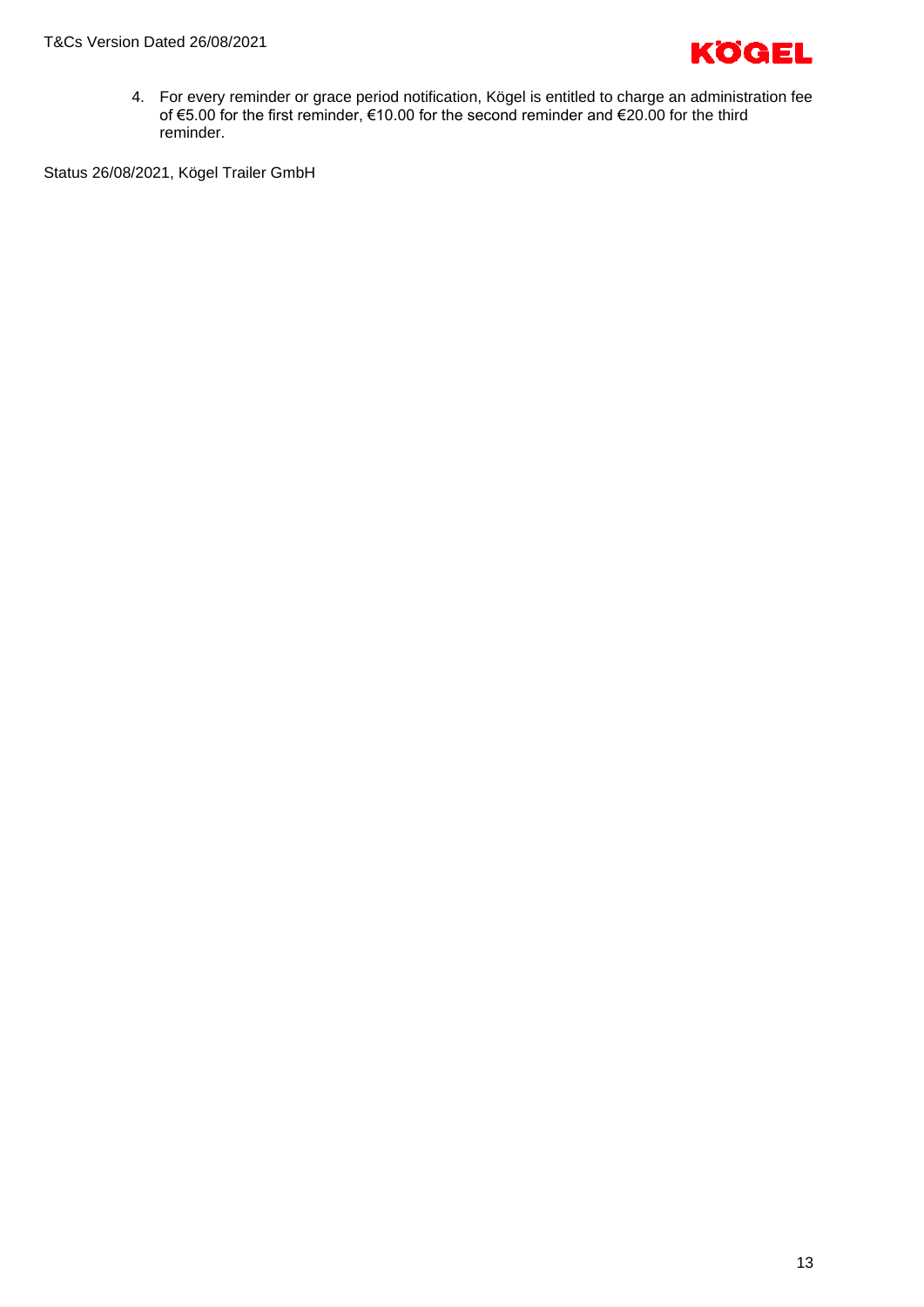4. For every reminder or grace period notification, Kögel is entitled to charge an administration fee of €5.00 for the first reminder, €10.00 for the second reminder and €20.00 for the third reminder.

Status 26/08/2021, Kögel Trailer GmbH